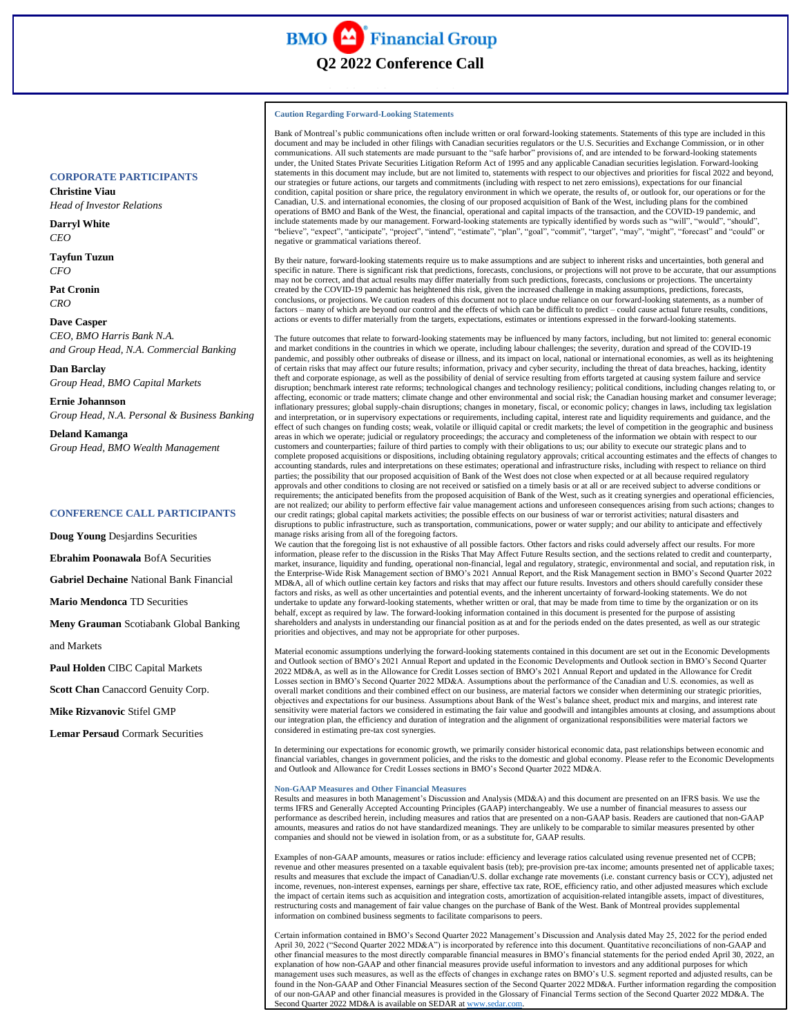# BMO Financial Group

## Q2 2022 Conference Call

### CORPORATE PARTICIPANTS

**Christine Viau**
*Head of Investor Relations*

**Darryl White**
*CEO*

**Tayfun Tuzun**
*CFO*

**Pat Cronin**
*CRO*

**Dave Casper**
*CEO, BMO Harris Bank N.A. and Group Head, N.A. Commercial Banking*

**Dan Barclay**
*Group Head, BMO Capital Markets*

**Ernie Johannson**
*Group Head, N.A. Personal & Business Banking*

**Deland Kamanga**
*Group Head, BMO Wealth Management*

### CONFERENCE CALL PARTICIPANTS

**Doug Young** Desjardins Securities

**Ebrahim Poonawala** BofA Securities

**Gabriel Dechaine** National Bank Financial

**Mario Mendonca** TD Securities

**Meny Grauman** Scotiabank Global Banking and Markets

**Paul Holden** CIBC Capital Markets

**Scott Chan** Canaccord Genuity Corp.

**Mike Rizvanovic** Stifel GMP

**Lemar Persaud** Cormark Securities

### Caution Regarding Forward-Looking Statements

Bank of Montreal's public communications often include written or oral forward-looking statements. Statements of this type are included in this document and may be included in other filings with Canadian securities regulators or the U.S. Securities and Exchange Commission, or in other communications. All such statements are made pursuant to the "safe harbor" provisions of, and are intended to be forward-looking statements under, the United States Private Securities Litigation Reform Act of 1995 and any applicable Canadian securities legislation. Forward-looking statements in this document may include, but are not limited to, statements with respect to our objectives and priorities for fiscal 2022 and beyond, our strategies or future actions, our targets and commitments (including with respect to net zero emissions), expectations for our financial condition, capital position or share price, the regulatory environment in which we operate, the results of, or outlook for, our operations or for the Canadian, U.S. and international economies, the closing of our proposed acquisition of Bank of the West, including plans for the combined operations of BMO and Bank of the West, the financial, operational and capital impacts of the transaction, and the COVID-19 pandemic, and include statements made by our management. Forward-looking statements are typically identified by words such as "will", "would", "should", "believe", "expect", "anticipate", "project", "intend", "estimate", "plan", "goal", "commit", "target", "may", "might", "forecast" and "could" or negative or grammatical variations thereof.

By their nature, forward-looking statements require us to make assumptions and are subject to inherent risks and uncertainties, both general and specific in nature. There is significant risk that predictions, forecasts, conclusions, or projections will not prove to be accurate, that our assumptions may not be correct, and that actual results may differ materially from such predictions, forecasts, conclusions or projections. The uncertainty created by the COVID-19 pandemic has heightened this risk, given the increased challenge in making assumptions, predictions, forecasts, conclusions, or projections. We caution readers of this document not to place undue reliance on our forward-looking statements, as a number of factors – many of which are beyond our control and the effects of which can be difficult to predict – could cause actual future results, conditions, actions or events to differ materially from the targets, expectations, estimates or intentions expressed in the forward-looking statements.

The future outcomes that relate to forward-looking statements may be influenced by many factors, including, but not limited to: general economic and market conditions in the countries in which we operate, including labour challenges; the severity, duration and spread of the COVID-19 pandemic, and possibly other outbreaks of disease or illness, and its impact on local, national or international economies, as well as its heightening of certain risks that may affect our future results; information, privacy and cyber security, including the threat of data breaches, hacking, identity theft and corporate espionage, as well as the possibility of denial of service resulting from efforts targeted at causing system failure and service disruption; benchmark interest rate reforms; technological changes and technology resiliency; political conditions, including changes relating to, or affecting, economic or trade matters; climate change and other environmental and social risk; the Canadian housing market and consumer leverage; inflationary pressures; global supply-chain disruptions; changes in monetary, fiscal, or economic policy; changes in laws, including tax legislation and interpretation, or in supervisory expectations or requirements, including capital, interest rate and liquidity requirements and guidance, and the effect of such changes on funding costs; weak, volatile or illiquid capital or credit markets; the level of competition in the geographic and business areas in which we operate; judicial or regulatory proceedings; the accuracy and completeness of the information we obtain with respect to our customers and counterparties; failure of third parties to comply with their obligations to us; our ability to execute our strategic plans and to complete proposed acquisitions or dispositions, including obtaining regulatory approvals; critical accounting estimates and the effects of changes to accounting standards, rules and interpretations on these estimates; operational and infrastructure risks, including with respect to reliance on third parties; the possibility that our proposed acquisition of Bank of the West does not close when expected or at all because required regulatory approvals and other conditions to closing are not received or satisfied on a timely basis or at all or are received subject to adverse conditions or requirements; the anticipated benefits from the proposed acquisition of Bank of the West, such as it creating synergies and operational efficiencies, are not realized; our ability to perform effective fair value management actions and unforeseen consequences arising from such actions; changes to our credit ratings; global capital markets activities; the possible effects on our business of war or terrorist activities; natural disasters and disruptions to public infrastructure, such as transportation, communications, power or water supply; and our ability to anticipate and effectively manage risks arising from all of the foregoing factors.
We caution that the foregoing list is not exhaustive of all possible factors. Other factors and risks could adversely affect our results. For more information, please refer to the discussion in the Risks That May Affect Future Results section, and the sections related to credit and counterparty, market, insurance, liquidity and funding, operational non-financial, legal and regulatory, strategic, environmental and social, and reputation risk, in the Enterprise-Wide Risk Management section of BMO's 2021 Annual Report, and the Risk Management section in BMO's Second Quarter 2022 MD&A, all of which outline certain key factors and risks that may affect our future results. Investors and others should carefully consider these factors and risks, as well as other uncertainties and potential events, and the inherent uncertainty of forward-looking statements. We do not undertake to update any forward-looking statements, whether written or oral, that may be made from time to time by the organization or on its behalf, except as required by law. The forward-looking information contained in this document is presented for the purpose of assisting shareholders and analysts in understanding our financial position as at and for the periods ended on the dates presented, as well as our strategic priorities and objectives, and may not be appropriate for other purposes.

Material economic assumptions underlying the forward-looking statements contained in this document are set out in the Economic Developments and Outlook section of BMO's 2021 Annual Report and updated in the Economic Developments and Outlook section in BMO's Second Quarter 2022 MD&A, as well as in the Allowance for Credit Losses section of BMO's 2021 Annual Report and updated in the Allowance for Credit Losses section in BMO's Second Quarter 2022 MD&A. Assumptions about the performance of the Canadian and U.S. economies, as well as overall market conditions and their combined effect on our business, are material factors we consider when determining our strategic priorities, objectives and expectations for our business. Assumptions about Bank of the West's balance sheet, product mix and margins, and interest rate sensitivity were material factors we considered in estimating the fair value and goodwill and intangibles amounts at closing, and assumptions about our integration plan, the efficiency and duration of integration and the alignment of organizational responsibilities were material factors we considered in estimating pre-tax cost synergies.

In determining our expectations for economic growth, we primarily consider historical economic data, past relationships between economic and financial variables, changes in government policies, and the risks to the domestic and global economy. Please refer to the Economic Developments and Outlook and Allowance for Credit Losses sections in BMO's Second Quarter 2022 MD&A.

### Non-GAAP Measures and Other Financial Measures

Results and measures in both Management's Discussion and Analysis (MD&A) and this document are presented on an IFRS basis. We use the terms IFRS and Generally Accepted Accounting Principles (GAAP) interchangeably. We use a number of financial measures to assess our performance as described herein, including measures and ratios that are presented on a non-GAAP basis. Readers are cautioned that non-GAAP amounts, measures and ratios do not have standardized meanings. They are unlikely to be comparable to similar measures presented by other companies and should not be viewed in isolation from, or as a substitute for, GAAP results.

Examples of non-GAAP amounts, measures or ratios include: efficiency and leverage ratios calculated using revenue presented net of CCPB; revenue and other measures presented on a taxable equivalent basis (teb); pre-provision pre-tax income; amounts presented net of applicable taxes; results and measures that exclude the impact of Canadian/U.S. dollar exchange rate movements (i.e. constant currency basis or CCY), adjusted net income, revenues, non-interest expenses, earnings per share, effective tax rate, ROE, efficiency ratio, and other adjusted measures which exclude the impact of certain items such as acquisition and integration costs, amortization of acquisition-related intangible assets, impact of divestitures, restructuring costs and management of fair value changes on the purchase of Bank of the West. Bank of Montreal provides supplemental information on combined business segments to facilitate comparisons to peers.

Certain information contained in BMO's Second Quarter 2022 Management's Discussion and Analysis dated May 25, 2022 for the period ended April 30, 2022 ("Second Quarter 2022 MD&A") is incorporated by reference into this document. Quantitative reconciliations of non-GAAP and other financial measures to the most directly comparable financial measures in BMO's financial statements for the period ended April 30, 2022, an explanation of how non-GAAP and other financial measures provide useful information to investors and any additional purposes for which management uses such measures, as well as the effects of changes in exchange rates on BMO's U.S. segment reported and adjusted results, can be found in the Non-GAAP and Other Financial Measures section of the Second Quarter 2022 MD&A. Further information regarding the composition of our non-GAAP and other financial measures is provided in the Glossary of Financial Terms section of the Second Quarter 2022 MD&A. The Second Quarter 2022 MD&A is available on SEDAR at www.sedar.com.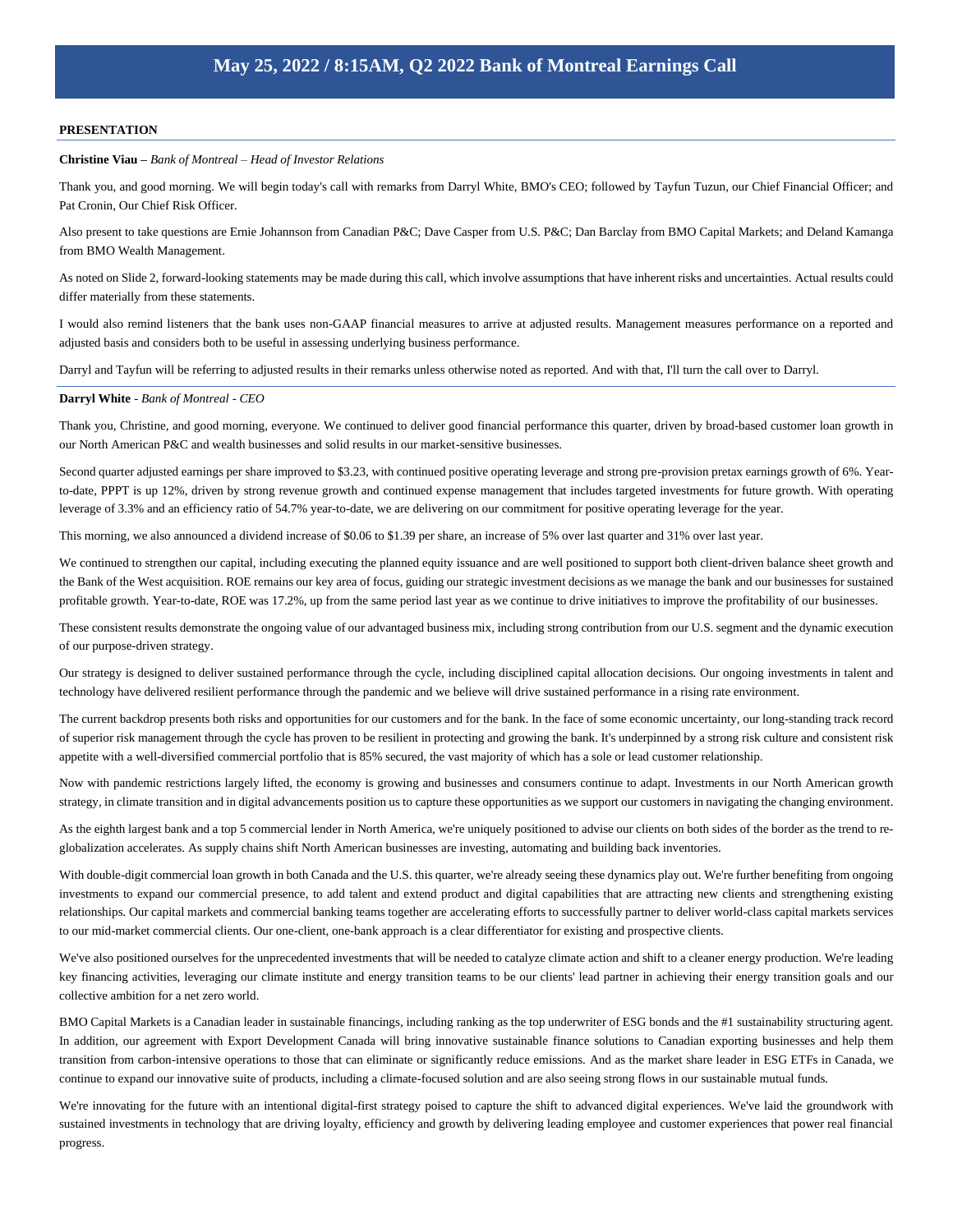# May 25, 2022 / 8:15AM, Q2 2022 Bank of Montreal Earnings Call

**PRESENTATION**

**Christine Viau** – *Bank of Montreal – Head of Investor Relations*

Thank you, and good morning. We will begin today's call with remarks from Darryl White, BMO's CEO; followed by Tayfun Tuzun, our Chief Financial Officer; and Pat Cronin, Our Chief Risk Officer.

Also present to take questions are Ernie Johannson from Canadian P&C; Dave Casper from U.S. P&C; Dan Barclay from BMO Capital Markets; and Deland Kamanga from BMO Wealth Management.

As noted on Slide 2, forward-looking statements may be made during this call, which involve assumptions that have inherent risks and uncertainties. Actual results could differ materially from these statements.

I would also remind listeners that the bank uses non-GAAP financial measures to arrive at adjusted results. Management measures performance on a reported and adjusted basis and considers both to be useful in assessing underlying business performance.

Darryl and Tayfun will be referring to adjusted results in their remarks unless otherwise noted as reported. And with that, I'll turn the call over to Darryl.

**Darryl White** - *Bank of Montreal - CEO*

Thank you, Christine, and good morning, everyone. We continued to deliver good financial performance this quarter, driven by broad-based customer loan growth in our North American P&C and wealth businesses and solid results in our market-sensitive businesses.

Second quarter adjusted earnings per share improved to $3.23, with continued positive operating leverage and strong pre-provision pretax earnings growth of 6%. Year-to-date, PPPT is up 12%, driven by strong revenue growth and continued expense management that includes targeted investments for future growth. With operating leverage of 3.3% and an efficiency ratio of 54.7% year-to-date, we are delivering on our commitment for positive operating leverage for the year.

This morning, we also announced a dividend increase of $0.06 to $1.39 per share, an increase of 5% over last quarter and 31% over last year.

We continued to strengthen our capital, including executing the planned equity issuance and are well positioned to support both client-driven balance sheet growth and the Bank of the West acquisition. ROE remains our key area of focus, guiding our strategic investment decisions as we manage the bank and our businesses for sustained profitable growth. Year-to-date, ROE was 17.2%, up from the same period last year as we continue to drive initiatives to improve the profitability of our businesses.

These consistent results demonstrate the ongoing value of our advantaged business mix, including strong contribution from our U.S. segment and the dynamic execution of our purpose-driven strategy.

Our strategy is designed to deliver sustained performance through the cycle, including disciplined capital allocation decisions. Our ongoing investments in talent and technology have delivered resilient performance through the pandemic and we believe will drive sustained performance in a rising rate environment.

The current backdrop presents both risks and opportunities for our customers and for the bank. In the face of some economic uncertainty, our long-standing track record of superior risk management through the cycle has proven to be resilient in protecting and growing the bank. It's underpinned by a strong risk culture and consistent risk appetite with a well-diversified commercial portfolio that is 85% secured, the vast majority of which has a sole or lead customer relationship.

Now with pandemic restrictions largely lifted, the economy is growing and businesses and consumers continue to adapt. Investments in our North American growth strategy, in climate transition and in digital advancements position us to capture these opportunities as we support our customers in navigating the changing environment.

As the eighth largest bank and a top 5 commercial lender in North America, we're uniquely positioned to advise our clients on both sides of the border as the trend to re-globalization accelerates. As supply chains shift North American businesses are investing, automating and building back inventories.

With double-digit commercial loan growth in both Canada and the U.S. this quarter, we're already seeing these dynamics play out. We're further benefiting from ongoing investments to expand our commercial presence, to add talent and extend product and digital capabilities that are attracting new clients and strengthening existing relationships. Our capital markets and commercial banking teams together are accelerating efforts to successfully partner to deliver world-class capital markets services to our mid-market commercial clients. Our one-client, one-bank approach is a clear differentiator for existing and prospective clients.

We've also positioned ourselves for the unprecedented investments that will be needed to catalyze climate action and shift to a cleaner energy production. We're leading key financing activities, leveraging our climate institute and energy transition teams to be our clients' lead partner in achieving their energy transition goals and our collective ambition for a net zero world.

BMO Capital Markets is a Canadian leader in sustainable financings, including ranking as the top underwriter of ESG bonds and the #1 sustainability structuring agent. In addition, our agreement with Export Development Canada will bring innovative sustainable finance solutions to Canadian exporting businesses and help them transition from carbon-intensive operations to those that can eliminate or significantly reduce emissions. And as the market share leader in ESG ETFs in Canada, we continue to expand our innovative suite of products, including a climate-focused solution and are also seeing strong flows in our sustainable mutual funds.

We're innovating for the future with an intentional digital-first strategy poised to capture the shift to advanced digital experiences. We've laid the groundwork with sustained investments in technology that are driving loyalty, efficiency and growth by delivering leading employee and customer experiences that power real financial progress.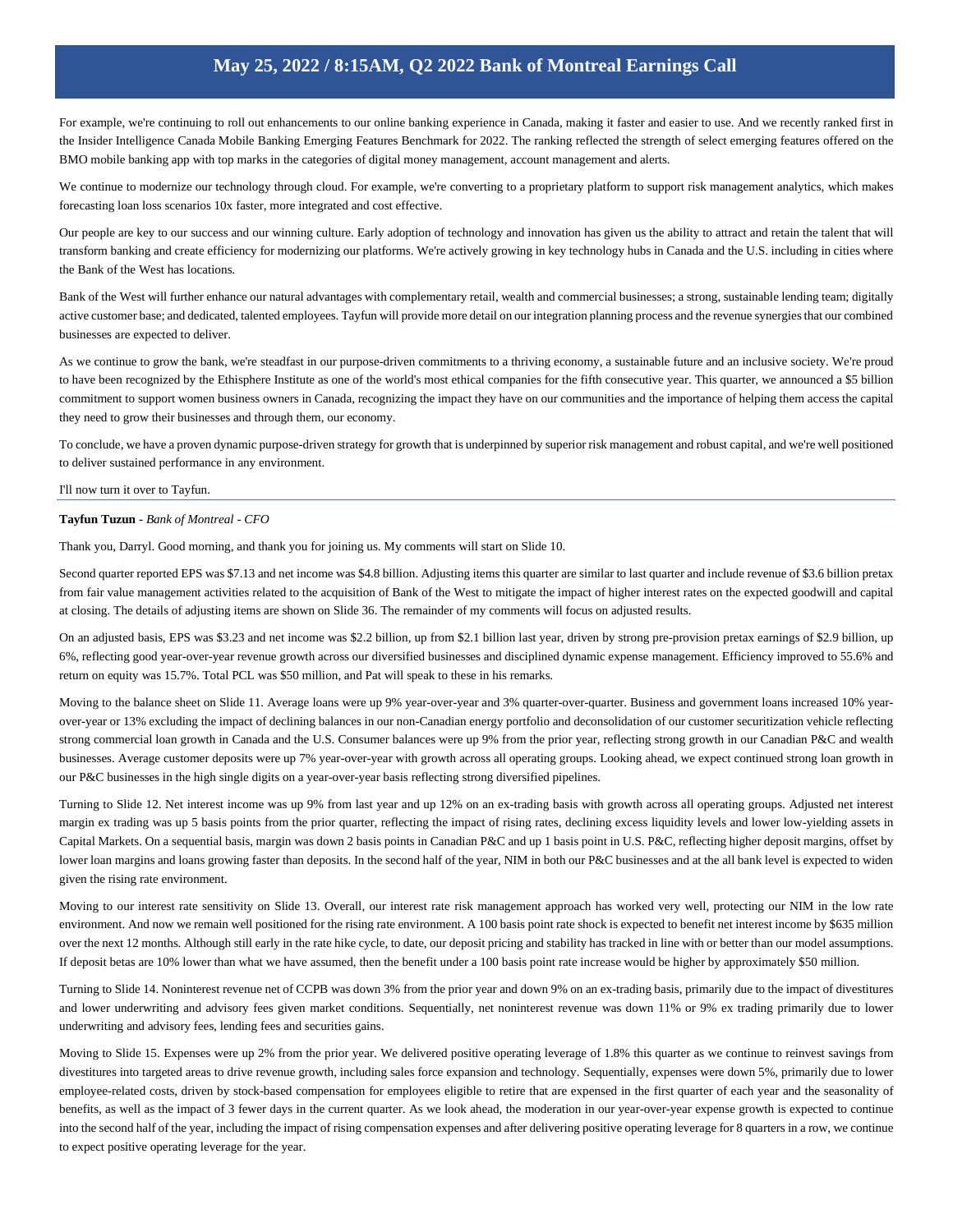For example, we're continuing to roll out enhancements to our online banking experience in Canada, making it faster and easier to use. And we recently ranked first in the Insider Intelligence Canada Mobile Banking Emerging Features Benchmark for 2022. The ranking reflected the strength of select emerging features offered on the BMO mobile banking app with top marks in the categories of digital money management, account management and alerts.

We continue to modernize our technology through cloud. For example, we're converting to a proprietary platform to support risk management analytics, which makes forecasting loan loss scenarios 10x faster, more integrated and cost effective.

Our people are key to our success and our winning culture. Early adoption of technology and innovation has given us the ability to attract and retain the talent that will transform banking and create efficiency for modernizing our platforms. We're actively growing in key technology hubs in Canada and the U.S. including in cities where the Bank of the West has locations.

Bank of the West will further enhance our natural advantages with complementary retail, wealth and commercial businesses; a strong, sustainable lending team; digitally active customer base; and dedicated, talented employees. Tayfun will provide more detail on our integration planning process and the revenue synergies that our combined businesses are expected to deliver.

As we continue to grow the bank, we're steadfast in our purpose-driven commitments to a thriving economy, a sustainable future and an inclusive society. We're proud to have been recognized by the Ethisphere Institute as one of the world's most ethical companies for the fifth consecutive year. This quarter, we announced a $5 billion commitment to support women business owners in Canada, recognizing the impact they have on our communities and the importance of helping them access the capital they need to grow their businesses and through them, our economy.

To conclude, we have a proven dynamic purpose-driven strategy for growth that is underpinned by superior risk management and robust capital, and we're well positioned to deliver sustained performance in any environment.

I'll now turn it over to Tayfun.

---

**Tayfun Tuzun** - *Bank of Montreal - CFO*

Thank you, Darryl. Good morning, and thank you for joining us. My comments will start on Slide 10.

Second quarter reported EPS was $7.13 and net income was $4.8 billion. Adjusting items this quarter are similar to last quarter and include revenue of $3.6 billion pretax from fair value management activities related to the acquisition of Bank of the West to mitigate the impact of higher interest rates on the expected goodwill and capital at closing. The details of adjusting items are shown on Slide 36. The remainder of my comments will focus on adjusted results.

On an adjusted basis, EPS was $3.23 and net income was $2.2 billion, up from $2.1 billion last year, driven by strong pre-provision pretax earnings of $2.9 billion, up 6%, reflecting good year-over-year revenue growth across our diversified businesses and disciplined dynamic expense management. Efficiency improved to 55.6% and return on equity was 15.7%. Total PCL was $50 million, and Pat will speak to these in his remarks.

Moving to the balance sheet on Slide 11. Average loans were up 9% year-over-year and 3% quarter-over-quarter. Business and government loans increased 10% year-over-year or 13% excluding the impact of declining balances in our non-Canadian energy portfolio and deconsolidation of our customer securitization vehicle reflecting strong commercial loan growth in Canada and the U.S. Consumer balances were up 9% from the prior year, reflecting strong growth in our Canadian P&C and wealth businesses. Average customer deposits were up 7% year-over-year with growth across all operating groups. Looking ahead, we expect continued strong loan growth in our P&C businesses in the high single digits on a year-over-year basis reflecting strong diversified pipelines.

Turning to Slide 12. Net interest income was up 9% from last year and up 12% on an ex-trading basis with growth across all operating groups. Adjusted net interest margin ex trading was up 5 basis points from the prior quarter, reflecting the impact of rising rates, declining excess liquidity levels and lower low-yielding assets in Capital Markets. On a sequential basis, margin was down 2 basis points in Canadian P&C and up 1 basis point in U.S. P&C, reflecting higher deposit margins, offset by lower loan margins and loans growing faster than deposits. In the second half of the year, NIM in both our P&C businesses and at the all bank level is expected to widen given the rising rate environment.

Moving to our interest rate sensitivity on Slide 13. Overall, our interest rate risk management approach has worked very well, protecting our NIM in the low rate environment. And now we remain well positioned for the rising rate environment. A 100 basis point rate shock is expected to benefit net interest income by $635 million over the next 12 months. Although still early in the rate hike cycle, to date, our deposit pricing and stability has tracked in line with or better than our model assumptions. If deposit betas are 10% lower than what we have assumed, then the benefit under a 100 basis point rate increase would be higher by approximately $50 million.

Turning to Slide 14. Noninterest revenue net of CCPB was down 3% from the prior year and down 9% on an ex-trading basis, primarily due to the impact of divestitures and lower underwriting and advisory fees given market conditions. Sequentially, net noninterest revenue was down 11% or 9% ex trading primarily due to lower underwriting and advisory fees, lending fees and securities gains.

Moving to Slide 15. Expenses were up 2% from the prior year. We delivered positive operating leverage of 1.8% this quarter as we continue to reinvest savings from divestitures into targeted areas to drive revenue growth, including sales force expansion and technology. Sequentially, expenses were down 5%, primarily due to lower employee-related costs, driven by stock-based compensation for employees eligible to retire that are expensed in the first quarter of each year and the seasonality of benefits, as well as the impact of 3 fewer days in the current quarter. As we look ahead, the moderation in our year-over-year expense growth is expected to continue into the second half of the year, including the impact of rising compensation expenses and after delivering positive operating leverage for 8 quarters in a row, we continue to expect positive operating leverage for the year.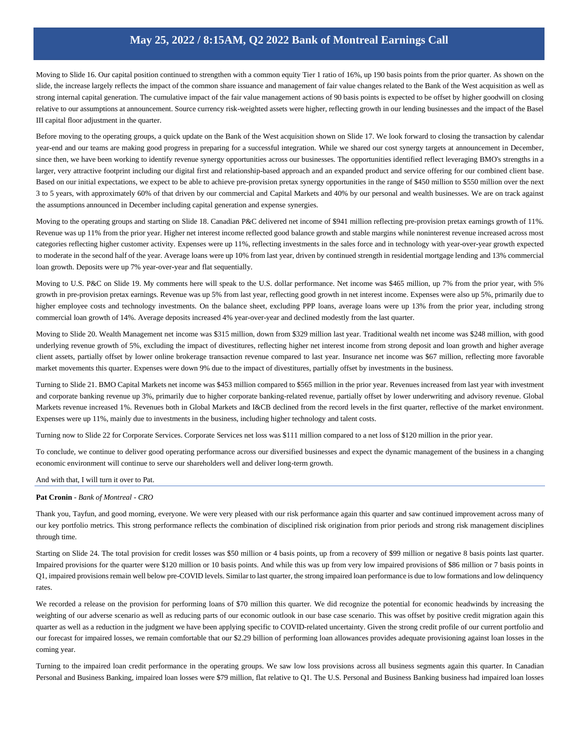Moving to Slide 16. Our capital position continued to strengthen with a common equity Tier 1 ratio of 16%, up 190 basis points from the prior quarter. As shown on the slide, the increase largely reflects the impact of the common share issuance and management of fair value changes related to the Bank of the West acquisition as well as strong internal capital generation. The cumulative impact of the fair value management actions of 90 basis points is expected to be offset by higher goodwill on closing relative to our assumptions at announcement. Source currency risk-weighted assets were higher, reflecting growth in our lending businesses and the impact of the Basel III capital floor adjustment in the quarter.

Before moving to the operating groups, a quick update on the Bank of the West acquisition shown on Slide 17. We look forward to closing the transaction by calendar year-end and our teams are making good progress in preparing for a successful integration. While we shared our cost synergy targets at announcement in December, since then, we have been working to identify revenue synergy opportunities across our businesses. The opportunities identified reflect leveraging BMO's strengths in a larger, very attractive footprint including our digital first and relationship-based approach and an expanded product and service offering for our combined client base. Based on our initial expectations, we expect to be able to achieve pre-provision pretax synergy opportunities in the range of $450 million to $550 million over the next 3 to 5 years, with approximately 60% of that driven by our commercial and Capital Markets and 40% by our personal and wealth businesses. We are on track against the assumptions announced in December including capital generation and expense synergies.

Moving to the operating groups and starting on Slide 18. Canadian P&C delivered net income of $941 million reflecting pre-provision pretax earnings growth of 11%. Revenue was up 11% from the prior year. Higher net interest income reflected good balance growth and stable margins while noninterest revenue increased across most categories reflecting higher customer activity. Expenses were up 11%, reflecting investments in the sales force and in technology with year-over-year growth expected to moderate in the second half of the year. Average loans were up 10% from last year, driven by continued strength in residential mortgage lending and 13% commercial loan growth. Deposits were up 7% year-over-year and flat sequentially.

Moving to U.S. P&C on Slide 19. My comments here will speak to the U.S. dollar performance. Net income was $465 million, up 7% from the prior year, with 5% growth in pre-provision pretax earnings. Revenue was up 5% from last year, reflecting good growth in net interest income. Expenses were also up 5%, primarily due to higher employee costs and technology investments. On the balance sheet, excluding PPP loans, average loans were up 13% from the prior year, including strong commercial loan growth of 14%. Average deposits increased 4% year-over-year and declined modestly from the last quarter.

Moving to Slide 20. Wealth Management net income was $315 million, down from $329 million last year. Traditional wealth net income was $248 million, with good underlying revenue growth of 5%, excluding the impact of divestitures, reflecting higher net interest income from strong deposit and loan growth and higher average client assets, partially offset by lower online brokerage transaction revenue compared to last year. Insurance net income was $67 million, reflecting more favorable market movements this quarter. Expenses were down 9% due to the impact of divestitures, partially offset by investments in the business.

Turning to Slide 21. BMO Capital Markets net income was $453 million compared to $565 million in the prior year. Revenues increased from last year with investment and corporate banking revenue up 3%, primarily due to higher corporate banking-related revenue, partially offset by lower underwriting and advisory revenue. Global Markets revenue increased 1%. Revenues both in Global Markets and I&CB declined from the record levels in the first quarter, reflective of the market environment. Expenses were up 11%, mainly due to investments in the business, including higher technology and talent costs.

Turning now to Slide 22 for Corporate Services. Corporate Services net loss was $111 million compared to a net loss of $120 million in the prior year.

To conclude, we continue to deliver good operating performance across our diversified businesses and expect the dynamic management of the business in a changing economic environment will continue to serve our shareholders well and deliver long-term growth.

And with that, I will turn it over to Pat.

**Pat Cronin** - *Bank of Montreal - CRO*

Thank you, Tayfun, and good morning, everyone. We were very pleased with our risk performance again this quarter and saw continued improvement across many of our key portfolio metrics. This strong performance reflects the combination of disciplined risk origination from prior periods and strong risk management disciplines through time.

Starting on Slide 24. The total provision for credit losses was $50 million or 4 basis points, up from a recovery of $99 million or negative 8 basis points last quarter. Impaired provisions for the quarter were $120 million or 10 basis points. And while this was up from very low impaired provisions of $86 million or 7 basis points in Q1, impaired provisions remain well below pre-COVID levels. Similar to last quarter, the strong impaired loan performance is due to low formations and low delinquency rates.

We recorded a release on the provision for performing loans of $70 million this quarter. We did recognize the potential for economic headwinds by increasing the weighting of our adverse scenario as well as reducing parts of our economic outlook in our base case scenario. This was offset by positive credit migration again this quarter as well as a reduction in the judgment we have been applying specific to COVID-related uncertainty. Given the strong credit profile of our current portfolio and our forecast for impaired losses, we remain comfortable that our $2.29 billion of performing loan allowances provides adequate provisioning against loan losses in the coming year.

Turning to the impaired loan credit performance in the operating groups. We saw low loss provisions across all business segments again this quarter. In Canadian Personal and Business Banking, impaired loan losses were $79 million, flat relative to Q1. The U.S. Personal and Business Banking business had impaired loan losses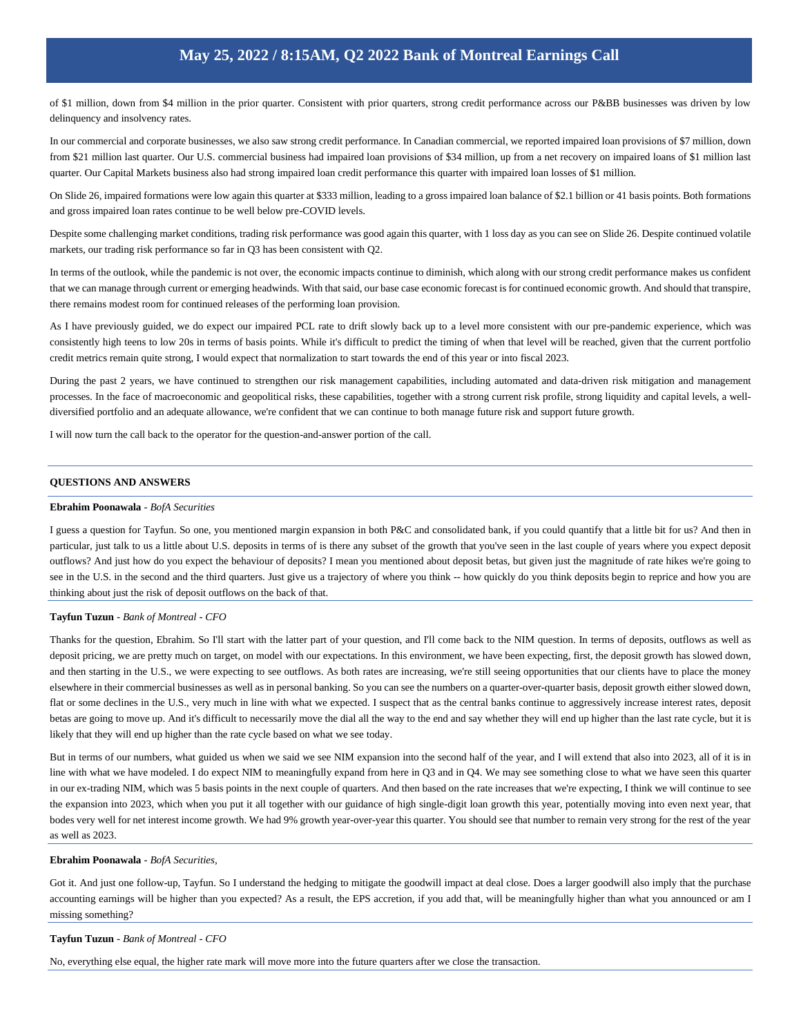of $1 million, down from $4 million in the prior quarter. Consistent with prior quarters, strong credit performance across our P&BB businesses was driven by low delinquency and insolvency rates.

In our commercial and corporate businesses, we also saw strong credit performance. In Canadian commercial, we reported impaired loan provisions of $7 million, down from $21 million last quarter. Our U.S. commercial business had impaired loan provisions of $34 million, up from a net recovery on impaired loans of $1 million last quarter. Our Capital Markets business also had strong impaired loan credit performance this quarter with impaired loan losses of $1 million.

On Slide 26, impaired formations were low again this quarter at $333 million, leading to a gross impaired loan balance of $2.1 billion or 41 basis points. Both formations and gross impaired loan rates continue to be well below pre-COVID levels.

Despite some challenging market conditions, trading risk performance was good again this quarter, with 1 loss day as you can see on Slide 26. Despite continued volatile markets, our trading risk performance so far in Q3 has been consistent with Q2.

In terms of the outlook, while the pandemic is not over, the economic impacts continue to diminish, which along with our strong credit performance makes us confident that we can manage through current or emerging headwinds. With that said, our base case economic forecast is for continued economic growth. And should that transpire, there remains modest room for continued releases of the performing loan provision.

As I have previously guided, we do expect our impaired PCL rate to drift slowly back up to a level more consistent with our pre-pandemic experience, which was consistently high teens to low 20s in terms of basis points. While it's difficult to predict the timing of when that level will be reached, given that the current portfolio credit metrics remain quite strong, I would expect that normalization to start towards the end of this year or into fiscal 2023.

During the past 2 years, we have continued to strengthen our risk management capabilities, including automated and data-driven risk mitigation and management processes. In the face of macroeconomic and geopolitical risks, these capabilities, together with a strong current risk profile, strong liquidity and capital levels, a well-diversified portfolio and an adequate allowance, we're confident that we can continue to both manage future risk and support future growth.

I will now turn the call back to the operator for the question-and-answer portion of the call.

## QUESTIONS AND ANSWERS

**Ebrahim Poonawala** - *BofA Securities*

I guess a question for Tayfun. So one, you mentioned margin expansion in both P&C and consolidated bank, if you could quantify that a little bit for us? And then in particular, just talk to us a little about U.S. deposits in terms of is there any subset of the growth that you've seen in the last couple of years where you expect deposit outflows? And just how do you expect the behaviour of deposits? I mean you mentioned about deposit betas, but given just the magnitude of rate hikes we're going to see in the U.S. in the second and the third quarters. Just give us a trajectory of where you think -- how quickly do you think deposits begin to reprice and how you are thinking about just the risk of deposit outflows on the back of that.

**Tayfun Tuzun** - *Bank of Montreal - CFO*

Thanks for the question, Ebrahim. So I'll start with the latter part of your question, and I'll come back to the NIM question. In terms of deposits, outflows as well as deposit pricing, we are pretty much on target, on model with our expectations. In this environment, we have been expecting, first, the deposit growth has slowed down, and then starting in the U.S., we were expecting to see outflows. As both rates are increasing, we're still seeing opportunities that our clients have to place the money elsewhere in their commercial businesses as well as in personal banking. So you can see the numbers on a quarter-over-quarter basis, deposit growth either slowed down, flat or some declines in the U.S., very much in line with what we expected. I suspect that as the central banks continue to aggressively increase interest rates, deposit betas are going to move up. And it's difficult to necessarily move the dial all the way to the end and say whether they will end up higher than the last rate cycle, but it is likely that they will end up higher than the rate cycle based on what we see today.

But in terms of our numbers, what guided us when we said we see NIM expansion into the second half of the year, and I will extend that also into 2023, all of it is in line with what we have modeled. I do expect NIM to meaningfully expand from here in Q3 and in Q4. We may see something close to what we have seen this quarter in our ex-trading NIM, which was 5 basis points in the next couple of quarters. And then based on the rate increases that we're expecting, I think we will continue to see the expansion into 2023, which when you put it all together with our guidance of high single-digit loan growth this year, potentially moving into even next year, that bodes very well for net interest income growth. We had 9% growth year-over-year this quarter. You should see that number to remain very strong for the rest of the year as well as 2023.

**Ebrahim Poonawala** - *BofA Securities,*

Got it. And just one follow-up, Tayfun. So I understand the hedging to mitigate the goodwill impact at deal close. Does a larger goodwill also imply that the purchase accounting earnings will be higher than you expected? As a result, the EPS accretion, if you add that, will be meaningfully higher than what you announced or am I missing something?

**Tayfun Tuzun** - *Bank of Montreal - CFO*

No, everything else equal, the higher rate mark will move more into the future quarters after we close the transaction.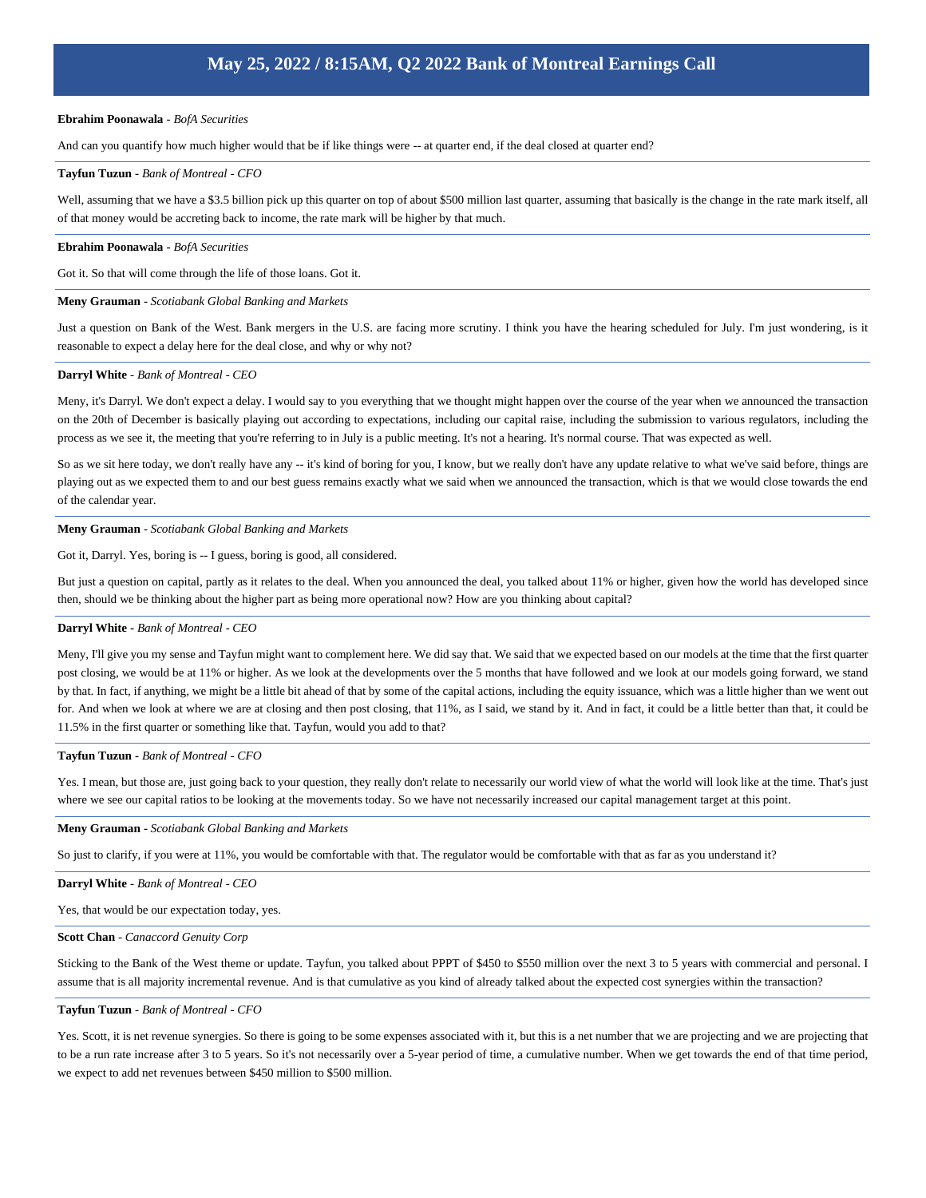**Ebrahim Poonawala** - *BofA Securities*

And can you quantify how much higher would that be if like things were -- at quarter end, if the deal closed at quarter end?

**Tayfun Tuzun** - *Bank of Montreal - CFO*

Well, assuming that we have a $3.5 billion pick up this quarter on top of about $500 million last quarter, assuming that basically is the change in the rate mark itself, all of that money would be accreting back to income, the rate mark will be higher by that much.

**Ebrahim Poonawala** - *BofA Securities*

Got it. So that will come through the life of those loans. Got it.

**Meny Grauman** - *Scotiabank Global Banking and Markets*

Just a question on Bank of the West. Bank mergers in the U.S. are facing more scrutiny. I think you have the hearing scheduled for July. I'm just wondering, is it reasonable to expect a delay here for the deal close, and why or why not?

**Darryl White** - *Bank of Montreal - CEO*

Meny, it's Darryl. We don't expect a delay. I would say to you everything that we thought might happen over the course of the year when we announced the transaction on the 20th of December is basically playing out according to expectations, including our capital raise, including the submission to various regulators, including the process as we see it, the meeting that you're referring to in July is a public meeting. It's not a hearing. It's normal course. That was expected as well.

So as we sit here today, we don't really have any -- it's kind of boring for you, I know, but we really don't have any update relative to what we've said before, things are playing out as we expected them to and our best guess remains exactly what we said when we announced the transaction, which is that we would close towards the end of the calendar year.

**Meny Grauman** - *Scotiabank Global Banking and Markets*

Got it, Darryl. Yes, boring is -- I guess, boring is good, all considered.

But just a question on capital, partly as it relates to the deal. When you announced the deal, you talked about 11% or higher, given how the world has developed since then, should we be thinking about the higher part as being more operational now? How are you thinking about capital?

**Darryl White** - *Bank of Montreal - CEO*

Meny, I'll give you my sense and Tayfun might want to complement here. We did say that. We said that we expected based on our models at the time that the first quarter post closing, we would be at 11% or higher. As we look at the developments over the 5 months that have followed and we look at our models going forward, we stand by that. In fact, if anything, we might be a little bit ahead of that by some of the capital actions, including the equity issuance, which was a little higher than we went out for. And when we look at where we are at closing and then post closing, that 11%, as I said, we stand by it. And in fact, it could be a little better than that, it could be 11.5% in the first quarter or something like that. Tayfun, would you add to that?

**Tayfun Tuzun** - *Bank of Montreal - CFO*

Yes. I mean, but those are, just going back to your question, they really don't relate to necessarily our world view of what the world will look like at the time. That's just where we see our capital ratios to be looking at the movements today. So we have not necessarily increased our capital management target at this point.

**Meny Grauman** - *Scotiabank Global Banking and Markets*

So just to clarify, if you were at 11%, you would be comfortable with that. The regulator would be comfortable with that as far as you understand it?

**Darryl White** - *Bank of Montreal - CEO*

Yes, that would be our expectation today, yes.

**Scott Chan** - *Canaccord Genuity Corp*

Sticking to the Bank of the West theme or update. Tayfun, you talked about PPPT of $450 to $550 million over the next 3 to 5 years with commercial and personal. I assume that is all majority incremental revenue. And is that cumulative as you kind of already talked about the expected cost synergies within the transaction?

**Tayfun Tuzun** - *Bank of Montreal - CFO*

Yes. Scott, it is net revenue synergies. So there is going to be some expenses associated with it, but this is a net number that we are projecting and we are projecting that to be a run rate increase after 3 to 5 years. So it's not necessarily over a 5-year period of time, a cumulative number. When we get towards the end of that time period, we expect to add net revenues between $450 million to $500 million.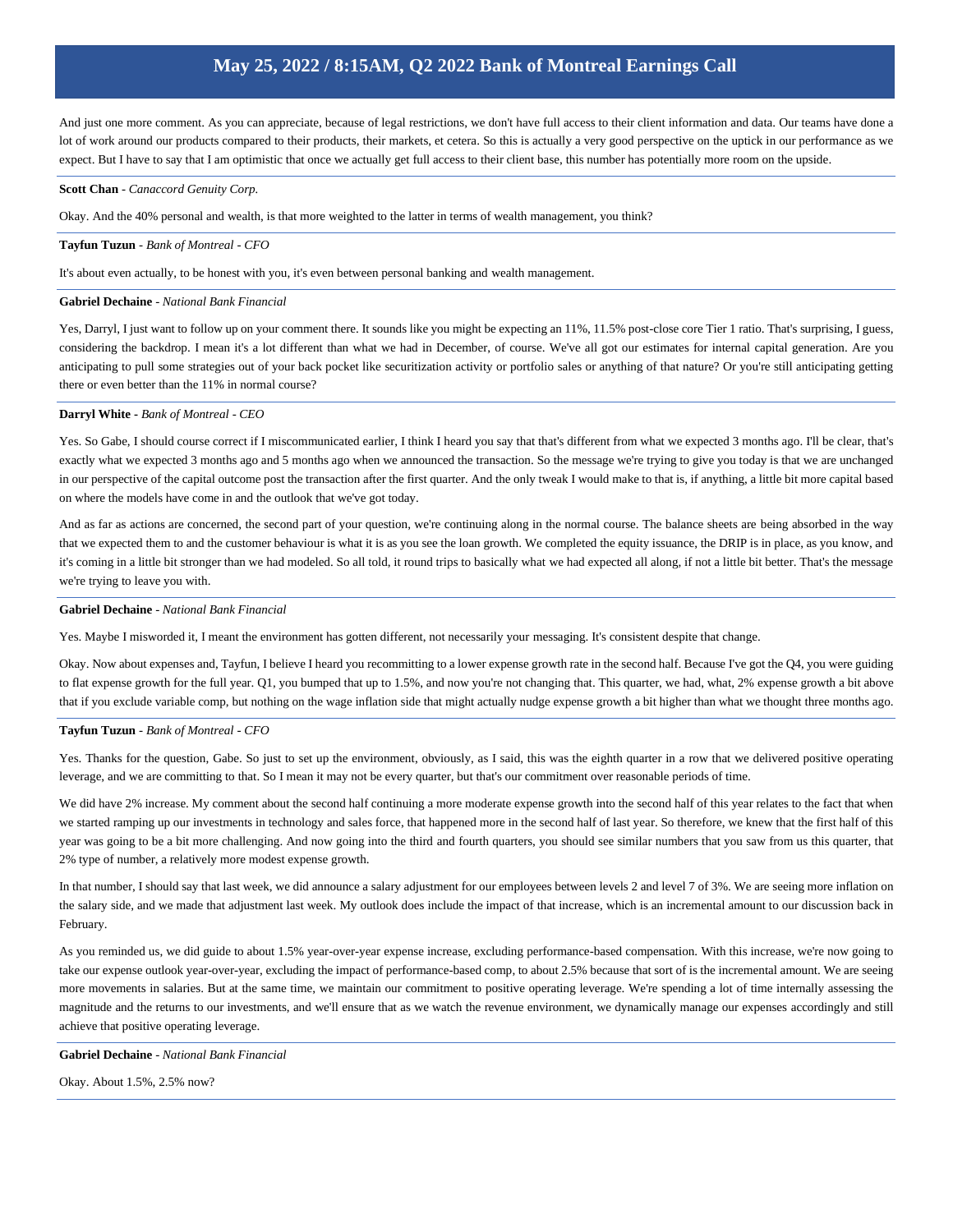And just one more comment. As you can appreciate, because of legal restrictions, we don't have full access to their client information and data. Our teams have done a lot of work around our products compared to their products, their markets, et cetera. So this is actually a very good perspective on the uptick in our performance as we expect. But I have to say that I am optimistic that once we actually get full access to their client base, this number has potentially more room on the upside.

**Scott Chan** - *Canaccord Genuity Corp.*

Okay. And the 40% personal and wealth, is that more weighted to the latter in terms of wealth management, you think?

**Tayfun Tuzun** - *Bank of Montreal - CFO*

It's about even actually, to be honest with you, it's even between personal banking and wealth management.

**Gabriel Dechaine** - *National Bank Financial*

Yes, Darryl, I just want to follow up on your comment there. It sounds like you might be expecting an 11%, 11.5% post-close core Tier 1 ratio. That's surprising, I guess, considering the backdrop. I mean it's a lot different than what we had in December, of course. We've all got our estimates for internal capital generation. Are you anticipating to pull some strategies out of your back pocket like securitization activity or portfolio sales or anything of that nature? Or you're still anticipating getting there or even better than the 11% in normal course?

**Darryl White** - *Bank of Montreal - CEO*

Yes. So Gabe, I should course correct if I miscommunicated earlier, I think I heard you say that that's different from what we expected 3 months ago. I'll be clear, that's exactly what we expected 3 months ago and 5 months ago when we announced the transaction. So the message we're trying to give you today is that we are unchanged in our perspective of the capital outcome post the transaction after the first quarter. And the only tweak I would make to that is, if anything, a little bit more capital based on where the models have come in and the outlook that we've got today.

And as far as actions are concerned, the second part of your question, we're continuing along in the normal course. The balance sheets are being absorbed in the way that we expected them to and the customer behaviour is what it is as you see the loan growth. We completed the equity issuance, the DRIP is in place, as you know, and it's coming in a little bit stronger than we had modeled. So all told, it round trips to basically what we had expected all along, if not a little bit better. That's the message we're trying to leave you with.

**Gabriel Dechaine** - *National Bank Financial*

Yes. Maybe I misworded it, I meant the environment has gotten different, not necessarily your messaging. It's consistent despite that change.

Okay. Now about expenses and, Tayfun, I believe I heard you recommitting to a lower expense growth rate in the second half. Because I've got the Q4, you were guiding to flat expense growth for the full year. Q1, you bumped that up to 1.5%, and now you're not changing that. This quarter, we had, what, 2% expense growth a bit above that if you exclude variable comp, but nothing on the wage inflation side that might actually nudge expense growth a bit higher than what we thought three months ago.

**Tayfun Tuzun** - *Bank of Montreal - CFO*

Yes. Thanks for the question, Gabe. So just to set up the environment, obviously, as I said, this was the eighth quarter in a row that we delivered positive operating leverage, and we are committing to that. So I mean it may not be every quarter, but that's our commitment over reasonable periods of time.

We did have 2% increase. My comment about the second half continuing a more moderate expense growth into the second half of this year relates to the fact that when we started ramping up our investments in technology and sales force, that happened more in the second half of last year. So therefore, we knew that the first half of this year was going to be a bit more challenging. And now going into the third and fourth quarters, you should see similar numbers that you saw from us this quarter, that 2% type of number, a relatively more modest expense growth.

In that number, I should say that last week, we did announce a salary adjustment for our employees between levels 2 and level 7 of 3%. We are seeing more inflation on the salary side, and we made that adjustment last week. My outlook does include the impact of that increase, which is an incremental amount to our discussion back in February.

As you reminded us, we did guide to about 1.5% year-over-year expense increase, excluding performance-based compensation. With this increase, we're now going to take our expense outlook year-over-year, excluding the impact of performance-based comp, to about 2.5% because that sort of is the incremental amount. We are seeing more movements in salaries. But at the same time, we maintain our commitment to positive operating leverage. We're spending a lot of time internally assessing the magnitude and the returns to our investments, and we'll ensure that as we watch the revenue environment, we dynamically manage our expenses accordingly and still achieve that positive operating leverage.

**Gabriel Dechaine** - *National Bank Financial*

Okay. About 1.5%, 2.5% now?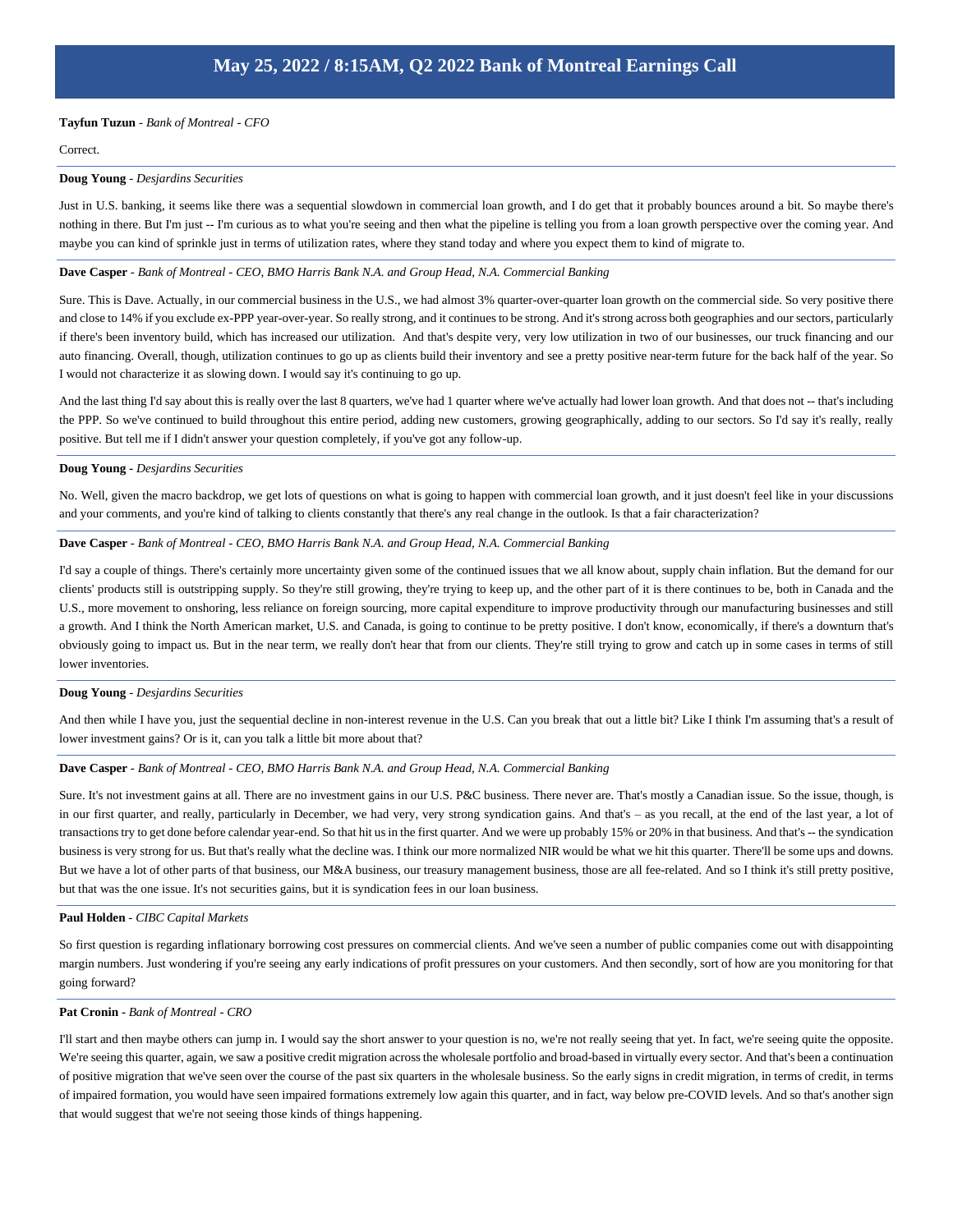**Tayfun Tuzun** - *Bank of Montreal - CFO*

Correct.

**Doug Young** - *Desjardins Securities*

Just in U.S. banking, it seems like there was a sequential slowdown in commercial loan growth, and I do get that it probably bounces around a bit. So maybe there's nothing in there. But I'm just -- I'm curious as to what you're seeing and then what the pipeline is telling you from a loan growth perspective over the coming year. And maybe you can kind of sprinkle just in terms of utilization rates, where they stand today and where you expect them to kind of migrate to.

**Dave Casper** - *Bank of Montreal - CEO, BMO Harris Bank N.A. and Group Head, N.A. Commercial Banking*

Sure. This is Dave. Actually, in our commercial business in the U.S., we had almost 3% quarter-over-quarter loan growth on the commercial side. So very positive there and close to 14% if you exclude ex-PPP year-over-year. So really strong, and it continues to be strong. And it's strong across both geographies and our sectors, particularly if there's been inventory build, which has increased our utilization. And that's despite very, very low utilization in two of our businesses, our truck financing and our auto financing. Overall, though, utilization continues to go up as clients build their inventory and see a pretty positive near-term future for the back half of the year. So I would not characterize it as slowing down. I would say it's continuing to go up.

And the last thing I'd say about this is really over the last 8 quarters, we've had 1 quarter where we've actually had lower loan growth. And that does not -- that's including the PPP. So we've continued to build throughout this entire period, adding new customers, growing geographically, adding to our sectors. So I'd say it's really, really positive. But tell me if I didn't answer your question completely, if you've got any follow-up.

**Doug Young** - *Desjardins Securities*

No. Well, given the macro backdrop, we get lots of questions on what is going to happen with commercial loan growth, and it just doesn't feel like in your discussions and your comments, and you're kind of talking to clients constantly that there's any real change in the outlook. Is that a fair characterization?

**Dave Casper** - *Bank of Montreal - CEO, BMO Harris Bank N.A. and Group Head, N.A. Commercial Banking*

I'd say a couple of things. There's certainly more uncertainty given some of the continued issues that we all know about, supply chain inflation. But the demand for our clients' products still is outstripping supply. So they're still growing, they're trying to keep up, and the other part of it is there continues to be, both in Canada and the U.S., more movement to onshoring, less reliance on foreign sourcing, more capital expenditure to improve productivity through our manufacturing businesses and still a growth. And I think the North American market, U.S. and Canada, is going to continue to be pretty positive. I don't know, economically, if there's a downturn that's obviously going to impact us. But in the near term, we really don't hear that from our clients. They're still trying to grow and catch up in some cases in terms of still lower inventories.

**Doug Young** - *Desjardins Securities*

And then while I have you, just the sequential decline in non-interest revenue in the U.S. Can you break that out a little bit? Like I think I'm assuming that's a result of lower investment gains? Or is it, can you talk a little bit more about that?

**Dave Casper** - *Bank of Montreal - CEO, BMO Harris Bank N.A. and Group Head, N.A. Commercial Banking*

Sure. It's not investment gains at all. There are no investment gains in our U.S. P&C business. There never are. That's mostly a Canadian issue. So the issue, though, is in our first quarter, and really, particularly in December, we had very, very strong syndication gains. And that's – as you recall, at the end of the last year, a lot of transactions try to get done before calendar year-end. So that hit us in the first quarter. And we were up probably 15% or 20% in that business. And that's -- the syndication business is very strong for us. But that's really what the decline was. I think our more normalized NIR would be what we hit this quarter. There'll be some ups and downs. But we have a lot of other parts of that business, our M&A business, our treasury management business, those are all fee-related. And so I think it's still pretty positive, but that was the one issue. It's not securities gains, but it is syndication fees in our loan business.

**Paul Holden** - *CIBC Capital Markets*

So first question is regarding inflationary borrowing cost pressures on commercial clients. And we've seen a number of public companies come out with disappointing margin numbers. Just wondering if you're seeing any early indications of profit pressures on your customers. And then secondly, sort of how are you monitoring for that going forward?

**Pat Cronin** - *Bank of Montreal - CRO*

I'll start and then maybe others can jump in. I would say the short answer to your question is no, we're not really seeing that yet. In fact, we're seeing quite the opposite. We're seeing this quarter, again, we saw a positive credit migration across the wholesale portfolio and broad-based in virtually every sector. And that's been a continuation of positive migration that we've seen over the course of the past six quarters in the wholesale business. So the early signs in credit migration, in terms of credit, in terms of impaired formation, you would have seen impaired formations extremely low again this quarter, and in fact, way below pre-COVID levels. And so that's another sign that would suggest that we're not seeing those kinds of things happening.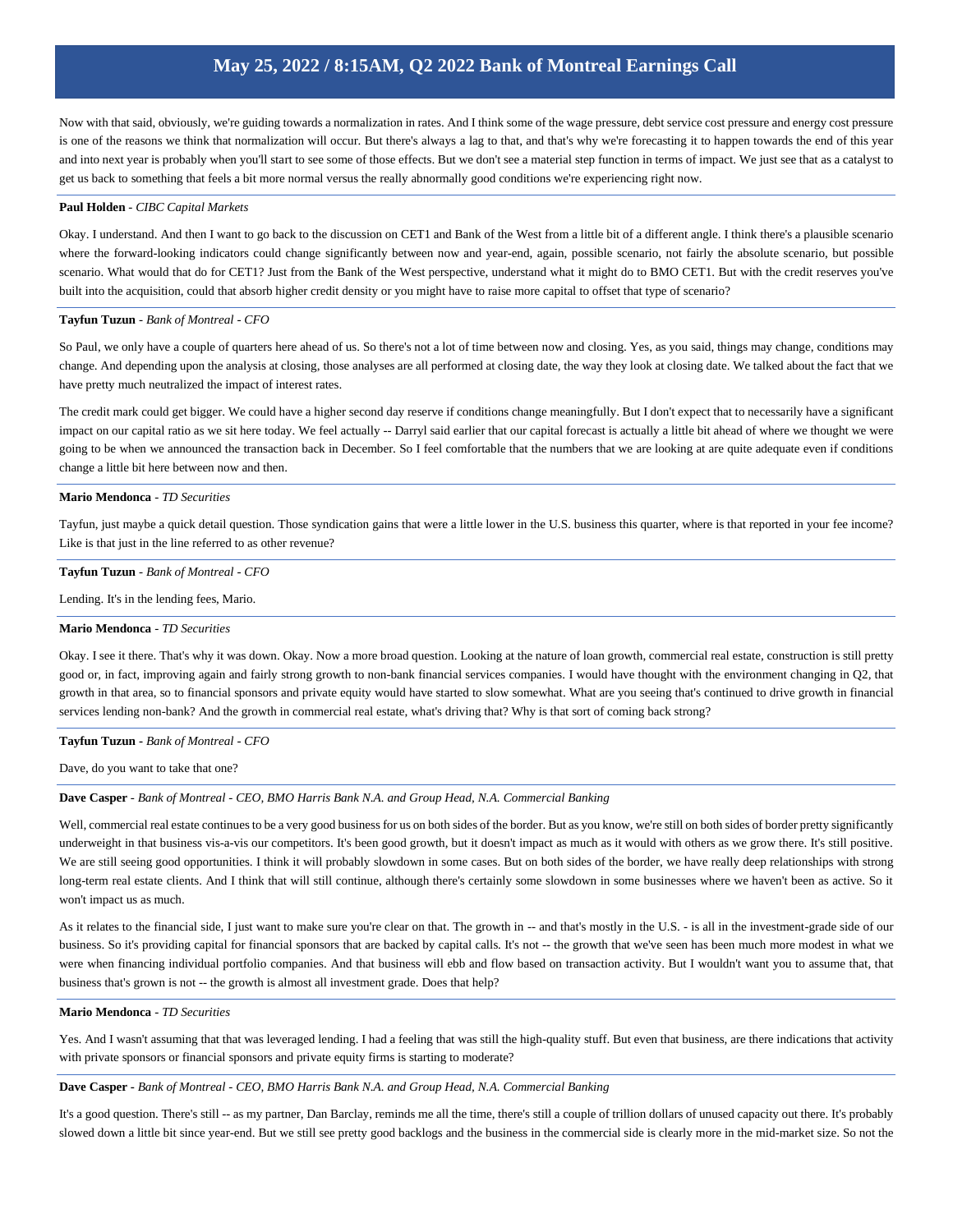Now with that said, obviously, we're guiding towards a normalization in rates. And I think some of the wage pressure, debt service cost pressure and energy cost pressure is one of the reasons we think that normalization will occur. But there's always a lag to that, and that's why we're forecasting it to happen towards the end of this year and into next year is probably when you'll start to see some of those effects. But we don't see a material step function in terms of impact. We just see that as a catalyst to get us back to something that feels a bit more normal versus the really abnormally good conditions we're experiencing right now.

**Paul Holden** - *CIBC Capital Markets*

Okay. I understand. And then I want to go back to the discussion on CET1 and Bank of the West from a little bit of a different angle. I think there's a plausible scenario where the forward-looking indicators could change significantly between now and year-end, again, possible scenario, not fairly the absolute scenario, but possible scenario. What would that do for CET1? Just from the Bank of the West perspective, understand what it might do to BMO CET1. But with the credit reserves you've built into the acquisition, could that absorb higher credit density or you might have to raise more capital to offset that type of scenario?

**Tayfun Tuzun** - *Bank of Montreal - CFO*

So Paul, we only have a couple of quarters here ahead of us. So there's not a lot of time between now and closing. Yes, as you said, things may change, conditions may change. And depending upon the analysis at closing, those analyses are all performed at closing date, the way they look at closing date. We talked about the fact that we have pretty much neutralized the impact of interest rates.

The credit mark could get bigger. We could have a higher second day reserve if conditions change meaningfully. But I don't expect that to necessarily have a significant impact on our capital ratio as we sit here today. We feel actually -- Darryl said earlier that our capital forecast is actually a little bit ahead of where we thought we were going to be when we announced the transaction back in December. So I feel comfortable that the numbers that we are looking at are quite adequate even if conditions change a little bit here between now and then.

**Mario Mendonca** - *TD Securities*

Tayfun, just maybe a quick detail question. Those syndication gains that were a little lower in the U.S. business this quarter, where is that reported in your fee income? Like is that just in the line referred to as other revenue?

**Tayfun Tuzun** - *Bank of Montreal - CFO*

Lending. It's in the lending fees, Mario.

**Mario Mendonca** - *TD Securities*

Okay. I see it there. That's why it was down. Okay. Now a more broad question. Looking at the nature of loan growth, commercial real estate, construction is still pretty good or, in fact, improving again and fairly strong growth to non-bank financial services companies. I would have thought with the environment changing in Q2, that growth in that area, so to financial sponsors and private equity would have started to slow somewhat. What are you seeing that's continued to drive growth in financial services lending non-bank? And the growth in commercial real estate, what's driving that? Why is that sort of coming back strong?

**Tayfun Tuzun** - *Bank of Montreal - CFO*

Dave, do you want to take that one?

**Dave Casper** - *Bank of Montreal - CEO, BMO Harris Bank N.A. and Group Head, N.A. Commercial Banking*

Well, commercial real estate continues to be a very good business for us on both sides of the border. But as you know, we're still on both sides of border pretty significantly underweight in that business vis-a-vis our competitors. It's been good growth, but it doesn't impact as much as it would with others as we grow there. It's still positive. We are still seeing good opportunities. I think it will probably slowdown in some cases. But on both sides of the border, we have really deep relationships with strong long-term real estate clients. And I think that will still continue, although there's certainly some slowdown in some businesses where we haven't been as active. So it won't impact us as much.

As it relates to the financial side, I just want to make sure you're clear on that. The growth in -- and that's mostly in the U.S. - is all in the investment-grade side of our business. So it's providing capital for financial sponsors that are backed by capital calls. It's not -- the growth that we've seen has been much more modest in what we were when financing individual portfolio companies. And that business will ebb and flow based on transaction activity. But I wouldn't want you to assume that, that business that's grown is not -- the growth is almost all investment grade. Does that help?

**Mario Mendonca** - *TD Securities*

Yes. And I wasn't assuming that that was leveraged lending. I had a feeling that was still the high-quality stuff. But even that business, are there indications that activity with private sponsors or financial sponsors and private equity firms is starting to moderate?

**Dave Casper** - *Bank of Montreal - CEO, BMO Harris Bank N.A. and Group Head, N.A. Commercial Banking*

It's a good question. There's still -- as my partner, Dan Barclay, reminds me all the time, there's still a couple of trillion dollars of unused capacity out there. It's probably slowed down a little bit since year-end. But we still see pretty good backlogs and the business in the commercial side is clearly more in the mid-market size. So not the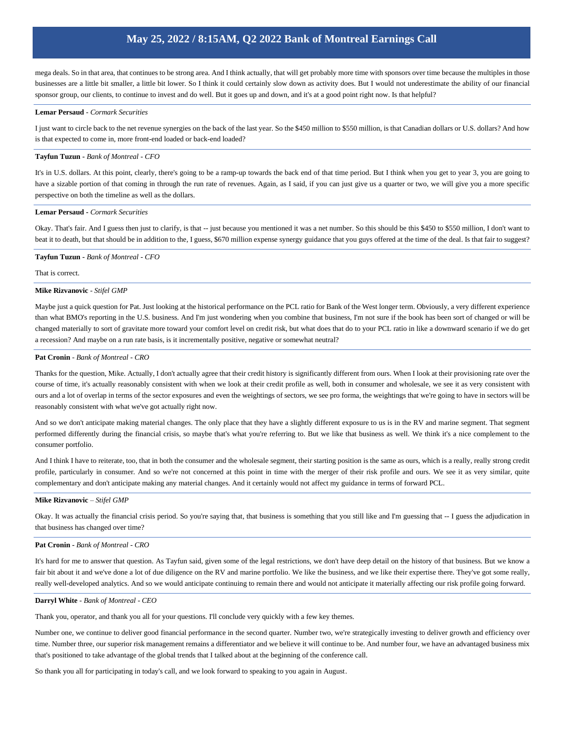mega deals. So in that area, that continues to be strong area. And I think actually, that will get probably more time with sponsors over time because the multiples in those businesses are a little bit smaller, a little bit lower. So I think it could certainly slow down as activity does. But I would not underestimate the ability of our financial sponsor group, our clients, to continue to invest and do well. But it goes up and down, and it's at a good point right now. Is that helpful?

**Lemar Persaud** - *Cormark Securities*

I just want to circle back to the net revenue synergies on the back of the last year. So the $450 million to $550 million, is that Canadian dollars or U.S. dollars? And how is that expected to come in, more front-end loaded or back-end loaded?

**Tayfun Tuzun** - *Bank of Montreal - CFO*

It's in U.S. dollars. At this point, clearly, there's going to be a ramp-up towards the back end of that time period. But I think when you get to year 3, you are going to have a sizable portion of that coming in through the run rate of revenues. Again, as I said, if you can just give us a quarter or two, we will give you a more specific perspective on both the timeline as well as the dollars.

**Lemar Persaud** - *Cormark Securities*

Okay. That's fair. And I guess then just to clarify, is that -- just because you mentioned it was a net number. So this should be this $450 to $550 million, I don't want to beat it to death, but that should be in addition to the, I guess, $670 million expense synergy guidance that you guys offered at the time of the deal. Is that fair to suggest?

**Tayfun Tuzun** - *Bank of Montreal - CFO*

That is correct.

**Mike Rizvanovic** - *Stifel GMP*

Maybe just a quick question for Pat. Just looking at the historical performance on the PCL ratio for Bank of the West longer term. Obviously, a very different experience than what BMO's reporting in the U.S. business. And I'm just wondering when you combine that business, I'm not sure if the book has been sort of changed or will be changed materially to sort of gravitate more toward your comfort level on credit risk, but what does that do to your PCL ratio in like a downward scenario if we do get a recession? And maybe on a run rate basis, is it incrementally positive, negative or somewhat neutral?

**Pat Cronin** - *Bank of Montreal - CRO*

Thanks for the question, Mike. Actually, I don't actually agree that their credit history is significantly different from ours. When I look at their provisioning rate over the course of time, it's actually reasonably consistent with when we look at their credit profile as well, both in consumer and wholesale, we see it as very consistent with ours and a lot of overlap in terms of the sector exposures and even the weightings of sectors, we see pro forma, the weightings that we're going to have in sectors will be reasonably consistent with what we've got actually right now.

And so we don't anticipate making material changes. The only place that they have a slightly different exposure to us is in the RV and marine segment. That segment performed differently during the financial crisis, so maybe that's what you're referring to. But we like that business as well. We think it's a nice complement to the consumer portfolio.

And I think I have to reiterate, too, that in both the consumer and the wholesale segment, their starting position is the same as ours, which is a really, really strong credit profile, particularly in consumer. And so we're not concerned at this point in time with the merger of their risk profile and ours. We see it as very similar, quite complementary and don't anticipate making any material changes. And it certainly would not affect my guidance in terms of forward PCL.

**Mike Rizvanovic** – *Stifel GMP*

Okay. It was actually the financial crisis period. So you're saying that, that business is something that you still like and I'm guessing that -- I guess the adjudication in that business has changed over time?

**Pat Cronin** - *Bank of Montreal - CRO*

It's hard for me to answer that question. As Tayfun said, given some of the legal restrictions, we don't have deep detail on the history of that business. But we know a fair bit about it and we've done a lot of due diligence on the RV and marine portfolio. We like the business, and we like their expertise there. They've got some really, really well-developed analytics. And so we would anticipate continuing to remain there and would not anticipate it materially affecting our risk profile going forward.

**Darryl White** - *Bank of Montreal - CEO*

Thank you, operator, and thank you all for your questions. I'll conclude very quickly with a few key themes.

Number one, we continue to deliver good financial performance in the second quarter. Number two, we're strategically investing to deliver growth and efficiency over time. Number three, our superior risk management remains a differentiator and we believe it will continue to be. And number four, we have an advantaged business mix that's positioned to take advantage of the global trends that I talked about at the beginning of the conference call.

So thank you all for participating in today's call, and we look forward to speaking to you again in August.